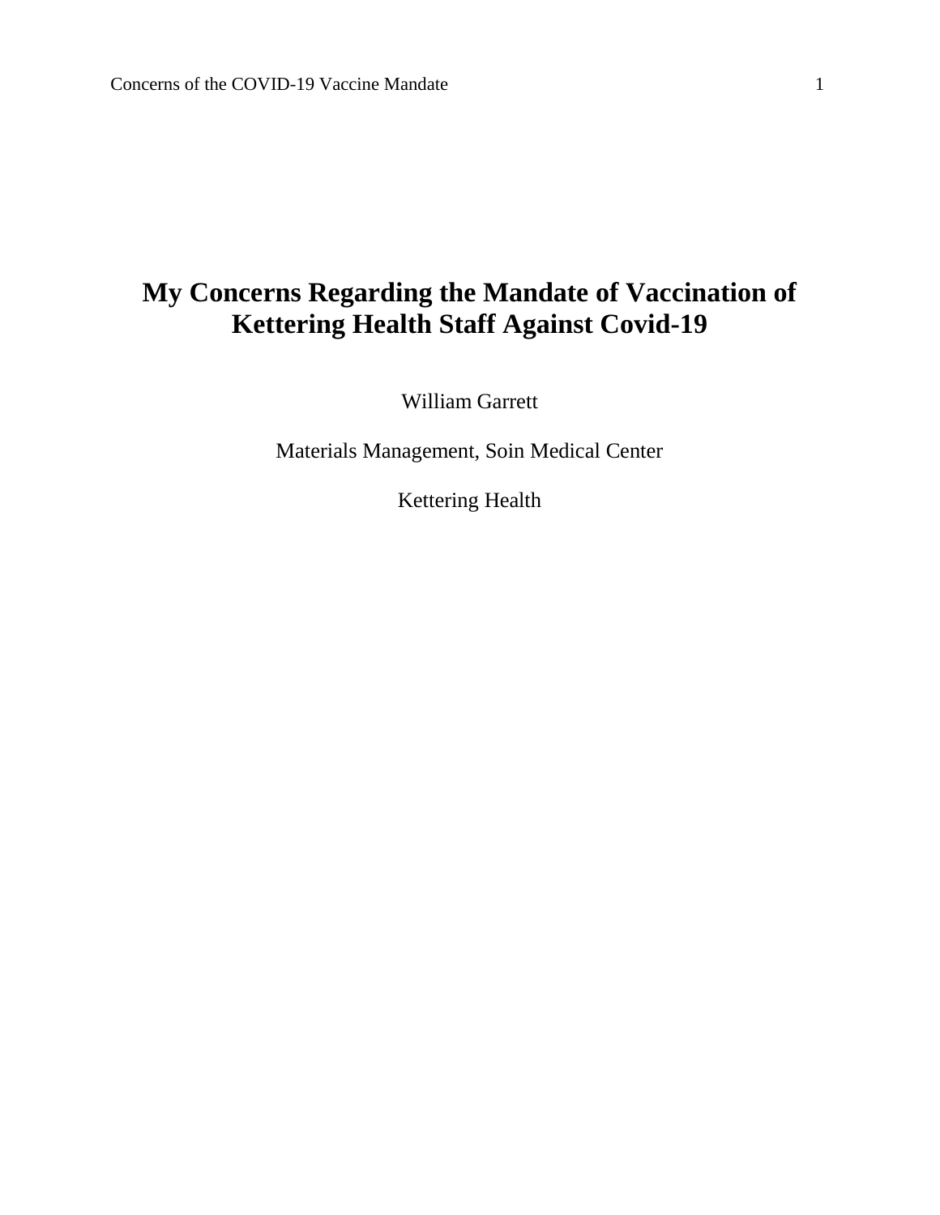# My Concerns Regarding the Mandate of Vaccination of Kettering Health Staff Against Covid-19

William Garrett

Materials Management, Soin Medical Center

Kettering Health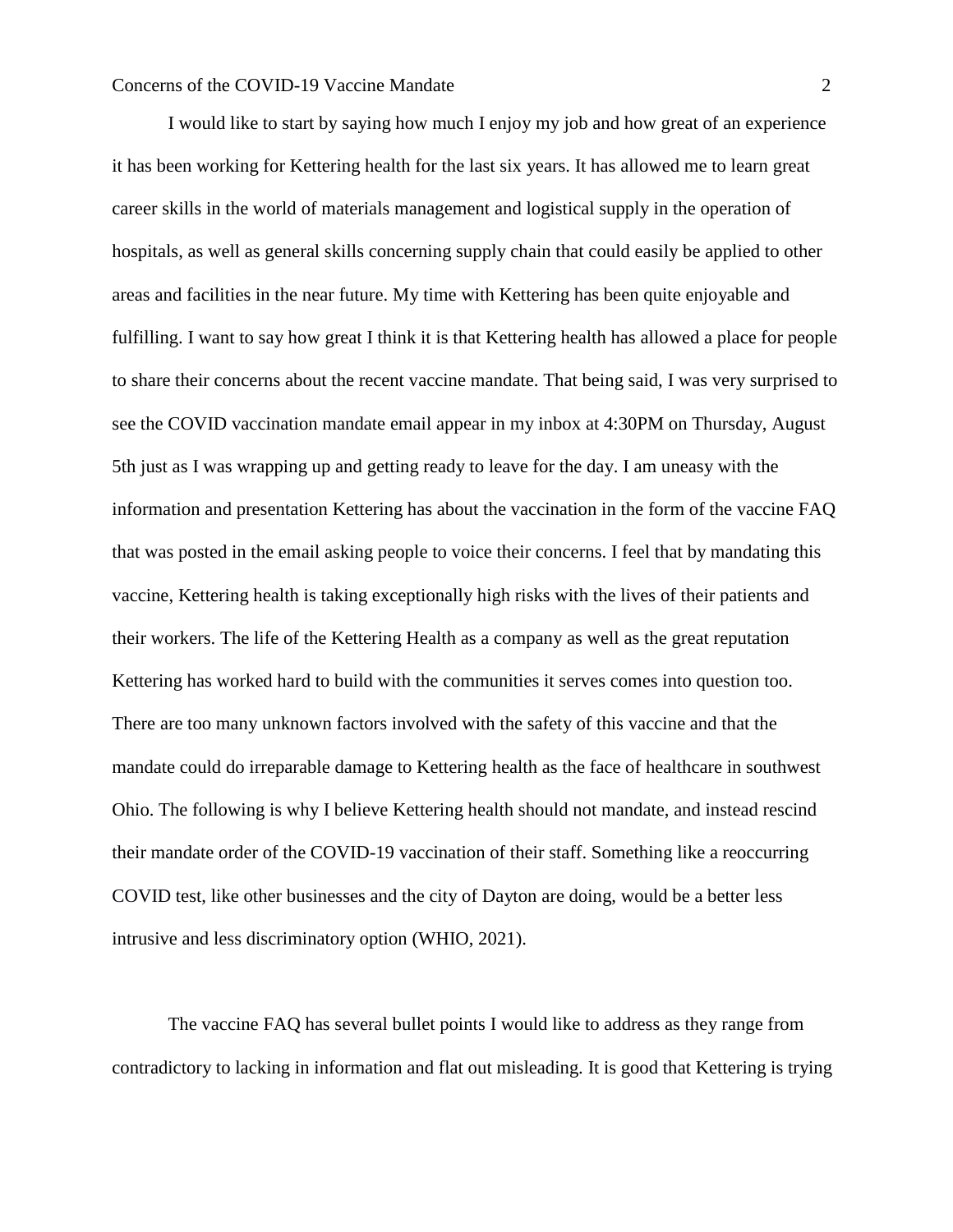I would like to start by saying how much I enjoy my job and how great of an experience it has been working for Kettering health for the last six years. It has allowed me to learn great career skills in the world of materials management and logistical supply in the operation of hospitals, as well as general skills concerning supply chain that could easily be applied to other areas and facilities in the near future. My time with Kettering has been quite enjoyable and fulfilling. I want to say how great I think it is that Kettering health has allowed a place for people to share their concerns about the recent vaccine mandate. That being said, I was very surprised to see the COVID vaccination mandate email appear in my inbox at 4:30PM on Thursday, August 5th just as I was wrapping up and getting ready to leave for the day. I am uneasy with the information and presentation Kettering has about the vaccination in the form of the vaccine FAQ that was posted in the email asking people to voice their concerns. I feel that by mandating this vaccine, Kettering health is taking exceptionally high risks with the lives of their patients and their workers. The life of the Kettering Health as a company as well as the great reputation Kettering has worked hard to build with the communities it serves comes into question too. There are too many unknown factors involved with the safety of this vaccine and that the mandate could do irreparable damage to Kettering health as the face of healthcare in southwest Ohio. The following is why I believe Kettering health should not mandate, and instead rescind their mandate order of the COVID-19 vaccination of their staff. Something like a reoccurring COVID test, like other businesses and the city of Dayton are doing, would be a better less intrusive and less discriminatory option (WHIO, 2021).

The vaccine FAQ has several bullet points I would like to address as they range from contradictory to lacking in information and flat out misleading. It is good that Kettering is trying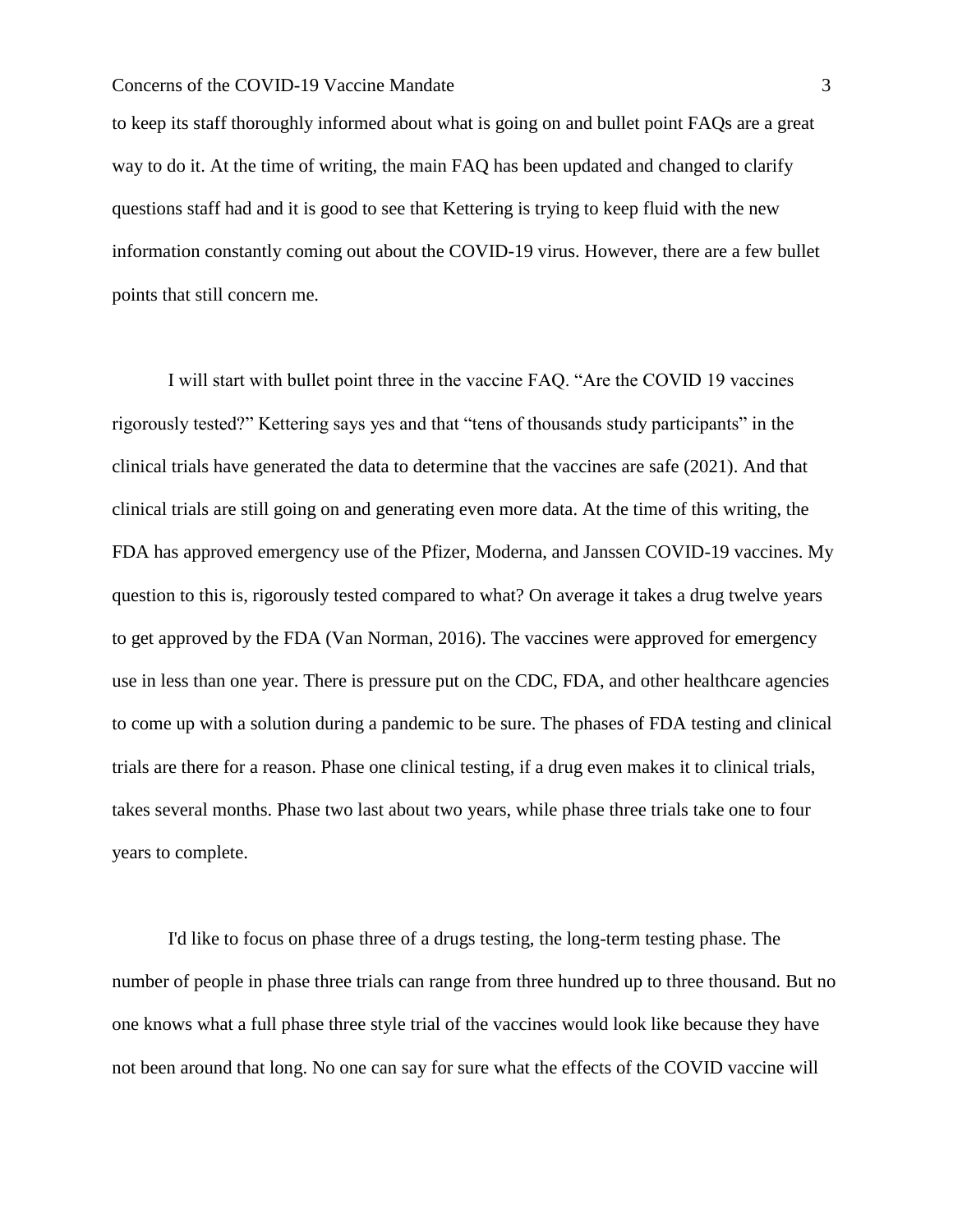to keep its staff thoroughly informed about what is going on and bullet point FAQs are a great way to do it. At the time of writing, the main FAQ has been updated and changed to clarify questions staff had and it is good to see that Kettering is trying to keep fluid with the new information constantly coming out about the COVID-19 virus. However, there are a few bullet points that still concern me.

I will start with bullet point three in the vaccine FAQ. "Are the COVID 19 vaccines rigorously tested?" Kettering says yes and that "tens of thousands study participants" in the clinical trials have generated the data to determine that the vaccines are safe (2021). And that clinical trials are still going on and generating even more data. At the time of this writing, the FDA has approved emergency use of the Pfizer, Moderna, and Janssen COVID-19 vaccines. My question to this is, rigorously tested compared to what? On average it takes a drug twelve years to get approved by the FDA (Van Norman, 2016). The vaccines were approved for emergency use in less than one year. There is pressure put on the CDC, FDA, and other healthcare agencies to come up with a solution during a pandemic to be sure. The phases of FDA testing and clinical trials are there for a reason. Phase one clinical testing, if a drug even makes it to clinical trials, takes several months. Phase two last about two years, while phase three trials take one to four years to complete.

I'd like to focus on phase three of a drugs testing, the long-term testing phase. The number of people in phase three trials can range from three hundred up to three thousand. But no one knows what a full phase three style trial of the vaccines would look like because they have not been around that long. No one can say for sure what the effects of the COVID vaccine will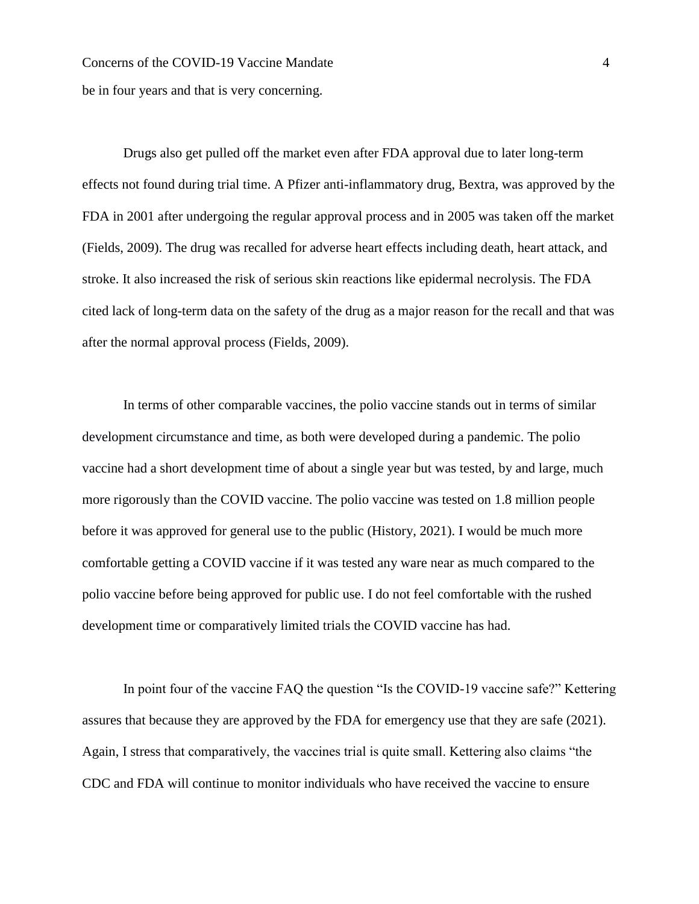be in four years and that is very concerning.

Drugs also get pulled off the market even after FDA approval due to later long-term effects not found during trial time. A Pfizer anti-inflammatory drug, Bextra, was approved by the FDA in 2001 after undergoing the regular approval process and in 2005 was taken off the market (Fields, 2009). The drug was recalled for adverse heart effects including death, heart attack, and stroke. It also increased the risk of serious skin reactions like epidermal necrolysis. The FDA cited lack of long-term data on the safety of the drug as a major reason for the recall and that was after the normal approval process (Fields, 2009).

In terms of other comparable vaccines, the polio vaccine stands out in terms of similar development circumstance and time, as both were developed during a pandemic. The polio vaccine had a short development time of about a single year but was tested, by and large, much more rigorously than the COVID vaccine. The polio vaccine was tested on 1.8 million people before it was approved for general use to the public (History, 2021). I would be much more comfortable getting a COVID vaccine if it was tested any ware near as much compared to the polio vaccine before being approved for public use. I do not feel comfortable with the rushed development time or comparatively limited trials the COVID vaccine has had.

In point four of the vaccine FAQ the question "Is the COVID-19 vaccine safe?" Kettering assures that because they are approved by the FDA for emergency use that they are safe (2021). Again, I stress that comparatively, the vaccines trial is quite small. Kettering also claims "the CDC and FDA will continue to monitor individuals who have received the vaccine to ensure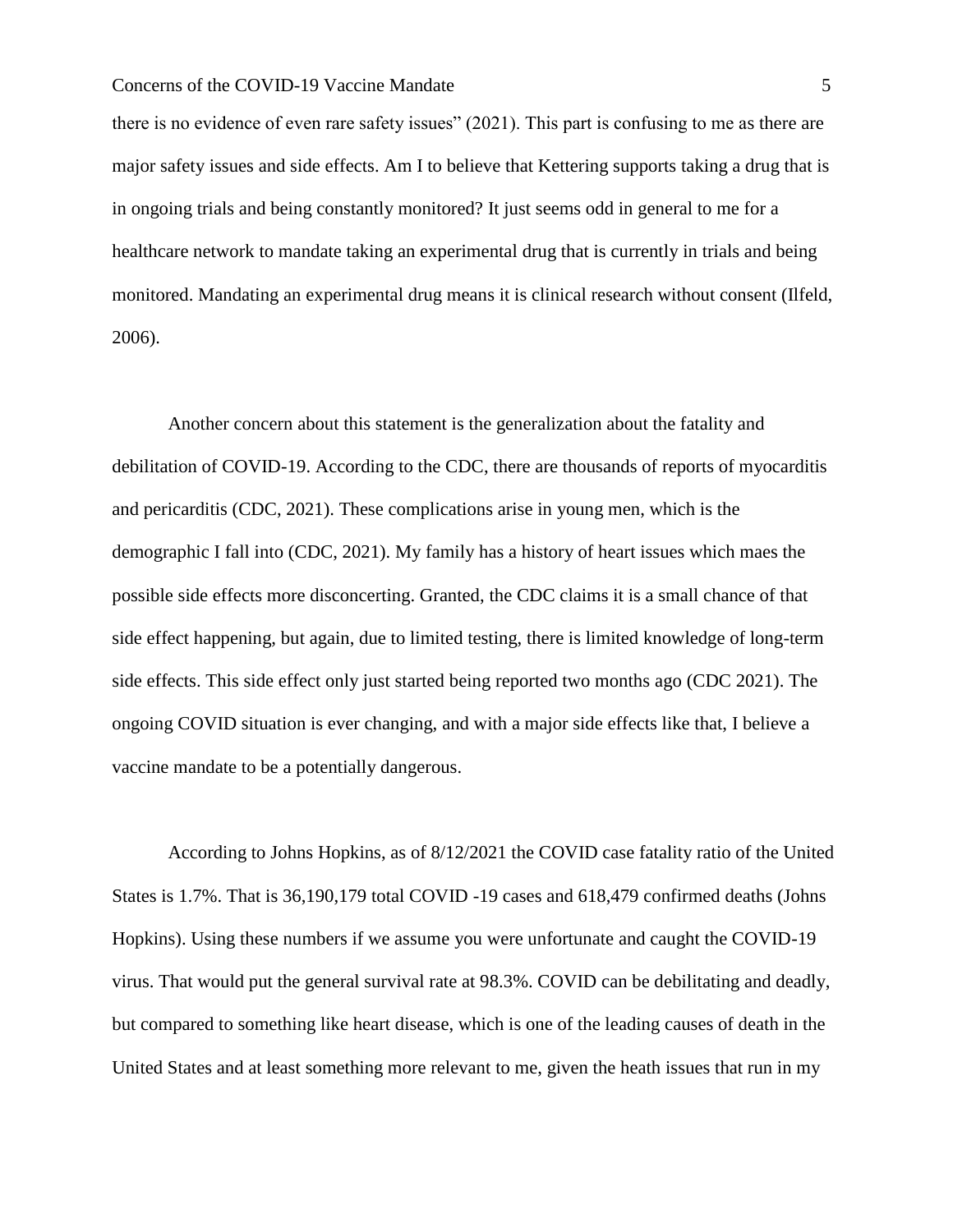there is no evidence of even rare safety issues" (2021). This part is confusing to me as there are major safety issues and side effects. Am I to believe that Kettering supports taking a drug that is in ongoing trials and being constantly monitored? It just seems odd in general to me for a healthcare network to mandate taking an experimental drug that is currently in trials and being monitored. Mandating an experimental drug means it is clinical research without consent (Ilfeld, 2006).

Another concern about this statement is the generalization about the fatality and debilitation of COVID-19. According to the CDC, there are thousands of reports of myocarditis and pericarditis (CDC, 2021). These complications arise in young men, which is the demographic I fall into (CDC, 2021). My family has a history of heart issues which maes the possible side effects more disconcerting. Granted, the CDC claims it is a small chance of that side effect happening, but again, due to limited testing, there is limited knowledge of long-term side effects. This side effect only just started being reported two months ago (CDC 2021). The ongoing COVID situation is ever changing, and with a major side effects like that, I believe a vaccine mandate to be a potentially dangerous.

According to Johns Hopkins, as of 8/12/2021 the COVID case fatality ratio of the United States is 1.7%. That is 36,190,179 total COVID -19 cases and 618,479 confirmed deaths (Johns Hopkins). Using these numbers if we assume you were unfortunate and caught the COVID-19 virus. That would put the general survival rate at 98.3%. COVID can be debilitating and deadly, but compared to something like heart disease, which is one of the leading causes of death in the United States and at least something more relevant to me, given the heath issues that run in my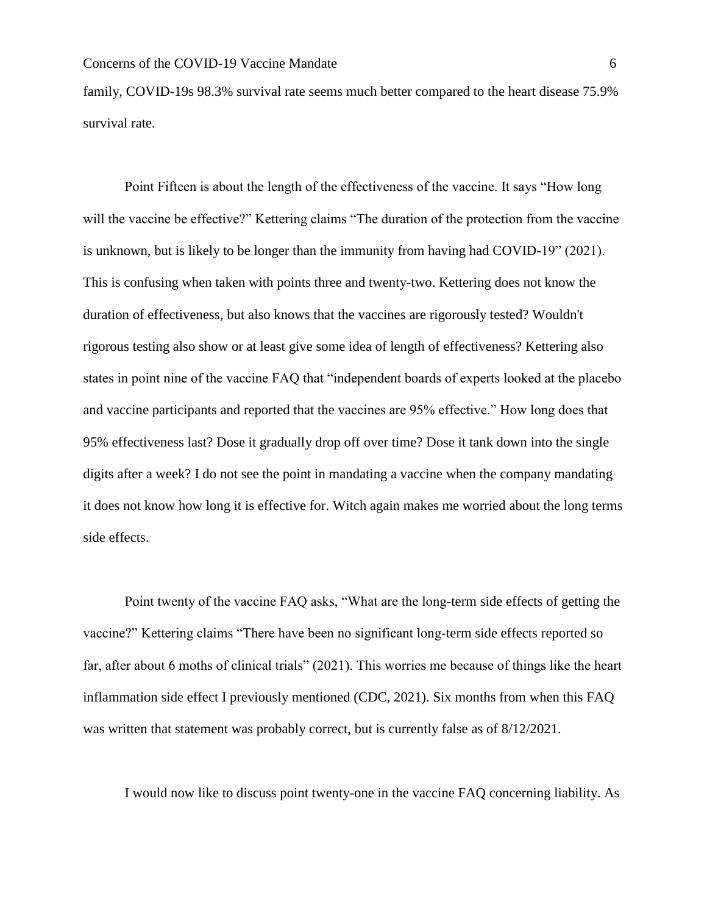family, COVID-19s 98.3% survival rate seems much better compared to the heart disease 75.9% survival rate.

Point Fifteen is about the length of the effectiveness of the vaccine. It says "How long will the vaccine be effective?" Kettering claims "The duration of the protection from the vaccine is unknown, but is likely to be longer than the immunity from having had COVID-19" (2021). This is confusing when taken with points three and twenty-two. Kettering does not know the duration of effectiveness, but also knows that the vaccines are rigorously tested? Wouldn't rigorous testing also show or at least give some idea of length of effectiveness? Kettering also states in point nine of the vaccine FAQ that "independent boards of experts looked at the placebo and vaccine participants and reported that the vaccines are 95% effective." How long does that 95% effectiveness last? Dose it gradually drop off over time? Dose it tank down into the single digits after a week? I do not see the point in mandating a vaccine when the company mandating it does not know how long it is effective for. Witch again makes me worried about the long terms side effects.

Point twenty of the vaccine FAQ asks, "What are the long-term side effects of getting the vaccine?" Kettering claims "There have been no significant long-term side effects reported so far, after about 6 moths of clinical trials" (2021). This worries me because of things like the heart inflammation side effect I previously mentioned (CDC, 2021). Six months from when this FAQ was written that statement was probably correct, but is currently false as of 8/12/2021.

I would now like to discuss point twenty-one in the vaccine FAQ concerning liability. As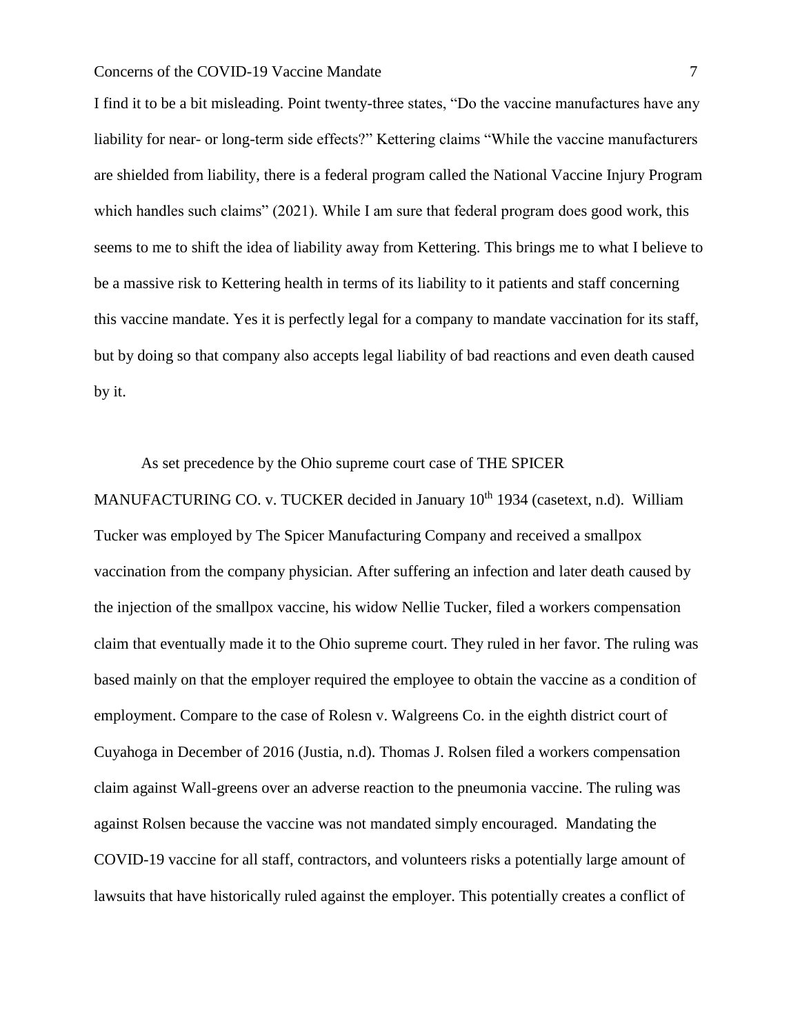I find it to be a bit misleading. Point twenty-three states, "Do the vaccine manufactures have any liability for near- or long-term side effects?" Kettering claims "While the vaccine manufacturers are shielded from liability, there is a federal program called the National Vaccine Injury Program which handles such claims" (2021). While I am sure that federal program does good work, this seems to me to shift the idea of liability away from Kettering. This brings me to what I believe to be a massive risk to Kettering health in terms of its liability to it patients and staff concerning this vaccine mandate. Yes it is perfectly legal for a company to mandate vaccination for its staff, but by doing so that company also accepts legal liability of bad reactions and even death caused by it.

As set precedence by the Ohio supreme court case of THE SPICER MANUFACTURING CO. v. TUCKER decided in January 10th 1934 (casetext, n.d). William Tucker was employed by The Spicer Manufacturing Company and received a smallpox vaccination from the company physician. After suffering an infection and later death caused by the injection of the smallpox vaccine, his widow Nellie Tucker, filed a workers compensation claim that eventually made it to the Ohio supreme court. They ruled in her favor. The ruling was based mainly on that the employer required the employee to obtain the vaccine as a condition of employment. Compare to the case of Rolesn v. Walgreens Co. in the eighth district court of Cuyahoga in December of 2016 (Justia, n.d). Thomas J. Rolsen filed a workers compensation claim against Wall-greens over an adverse reaction to the pneumonia vaccine. The ruling was against Rolsen because the vaccine was not mandated simply encouraged. Mandating the COVID-19 vaccine for all staff, contractors, and volunteers risks a potentially large amount of lawsuits that have historically ruled against the employer. This potentially creates a conflict of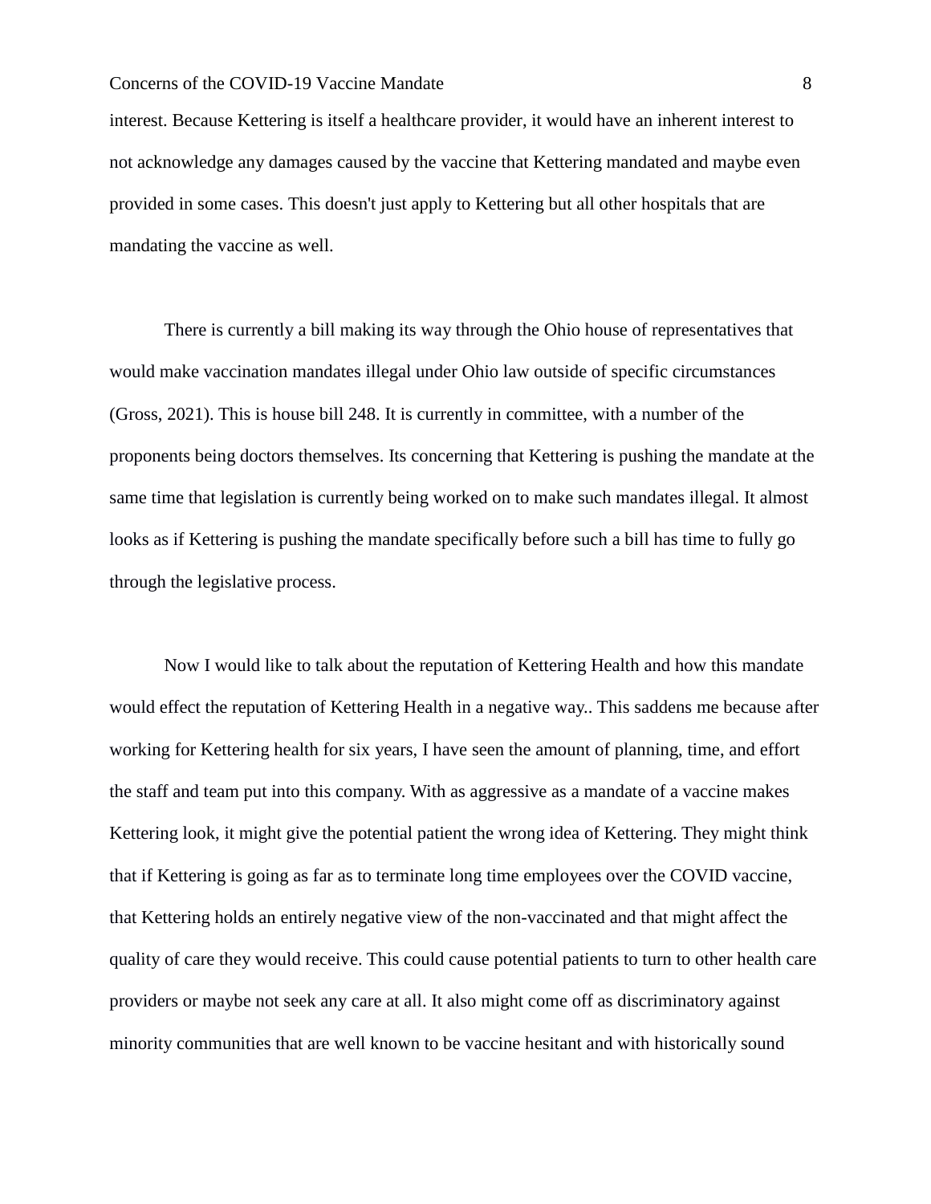interest. Because Kettering is itself a healthcare provider, it would have an inherent interest to not acknowledge any damages caused by the vaccine that Kettering mandated and maybe even provided in some cases. This doesn't just apply to Kettering but all other hospitals that are mandating the vaccine as well.

There is currently a bill making its way through the Ohio house of representatives that would make vaccination mandates illegal under Ohio law outside of specific circumstances (Gross, 2021). This is house bill 248. It is currently in committee, with a number of the proponents being doctors themselves. Its concerning that Kettering is pushing the mandate at the same time that legislation is currently being worked on to make such mandates illegal. It almost looks as if Kettering is pushing the mandate specifically before such a bill has time to fully go through the legislative process.

Now I would like to talk about the reputation of Kettering Health and how this mandate would effect the reputation of Kettering Health in a negative way.. This saddens me because after working for Kettering health for six years, I have seen the amount of planning, time, and effort the staff and team put into this company. With as aggressive as a mandate of a vaccine makes Kettering look, it might give the potential patient the wrong idea of Kettering. They might think that if Kettering is going as far as to terminate long time employees over the COVID vaccine, that Kettering holds an entirely negative view of the non-vaccinated and that might affect the quality of care they would receive. This could cause potential patients to turn to other health care providers or maybe not seek any care at all. It also might come off as discriminatory against minority communities that are well known to be vaccine hesitant and with historically sound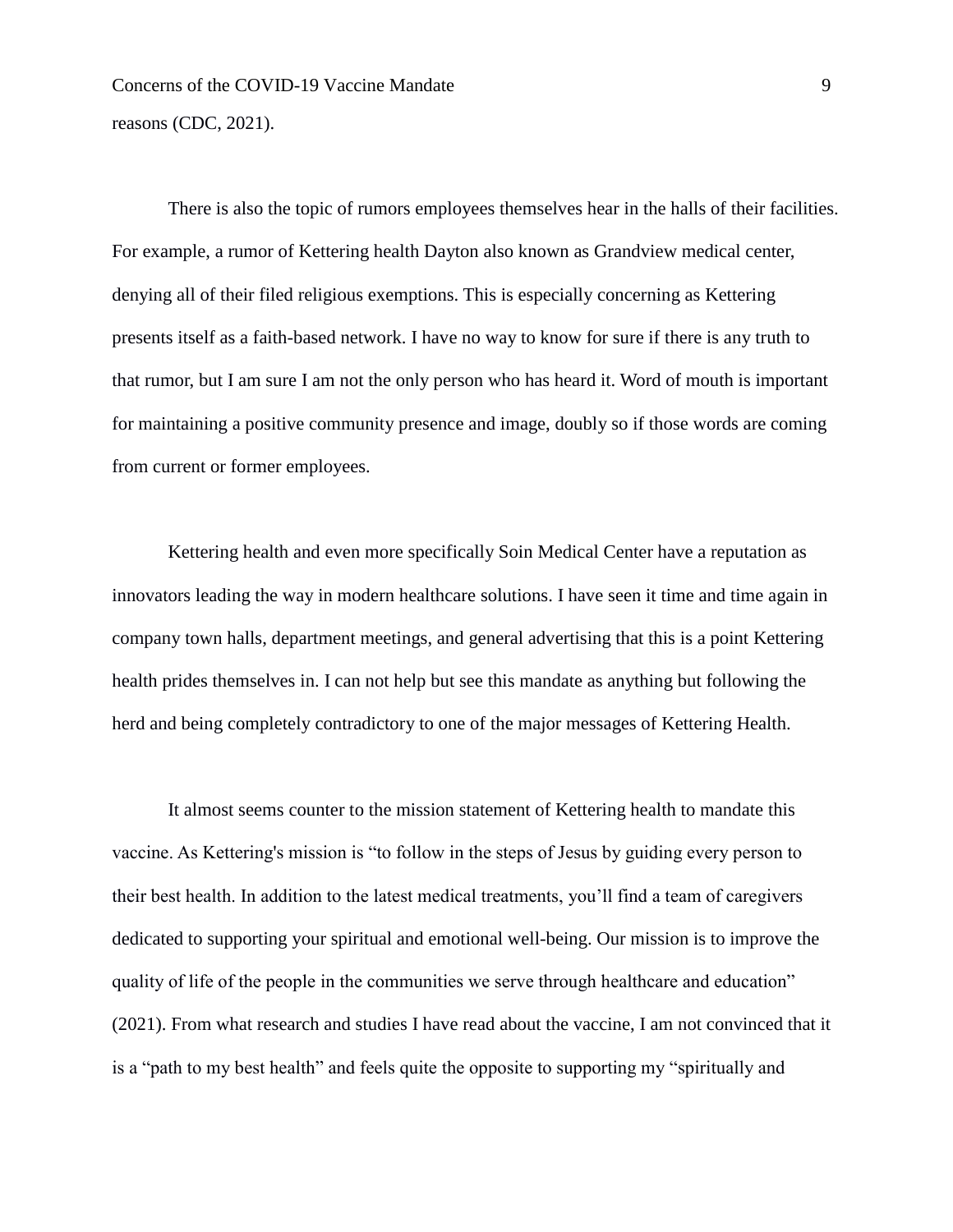reasons (CDC, 2021).

There is also the topic of rumors employees themselves hear in the halls of their facilities. For example, a rumor of Kettering health Dayton also known as Grandview medical center, denying all of their filed religious exemptions. This is especially concerning as Kettering presents itself as a faith-based network. I have no way to know for sure if there is any truth to that rumor, but I am sure I am not the only person who has heard it. Word of mouth is important for maintaining a positive community presence and image, doubly so if those words are coming from current or former employees.

Kettering health and even more specifically Soin Medical Center have a reputation as innovators leading the way in modern healthcare solutions. I have seen it time and time again in company town halls, department meetings, and general advertising that this is a point Kettering health prides themselves in. I can not help but see this mandate as anything but following the herd and being completely contradictory to one of the major messages of Kettering Health.

It almost seems counter to the mission statement of Kettering health to mandate this vaccine. As Kettering's mission is "to follow in the steps of Jesus by guiding every person to their best health. In addition to the latest medical treatments, you'll find a team of caregivers dedicated to supporting your spiritual and emotional well-being. Our mission is to improve the quality of life of the people in the communities we serve through healthcare and education" (2021). From what research and studies I have read about the vaccine, I am not convinced that it is a "path to my best health" and feels quite the opposite to supporting my "spiritually and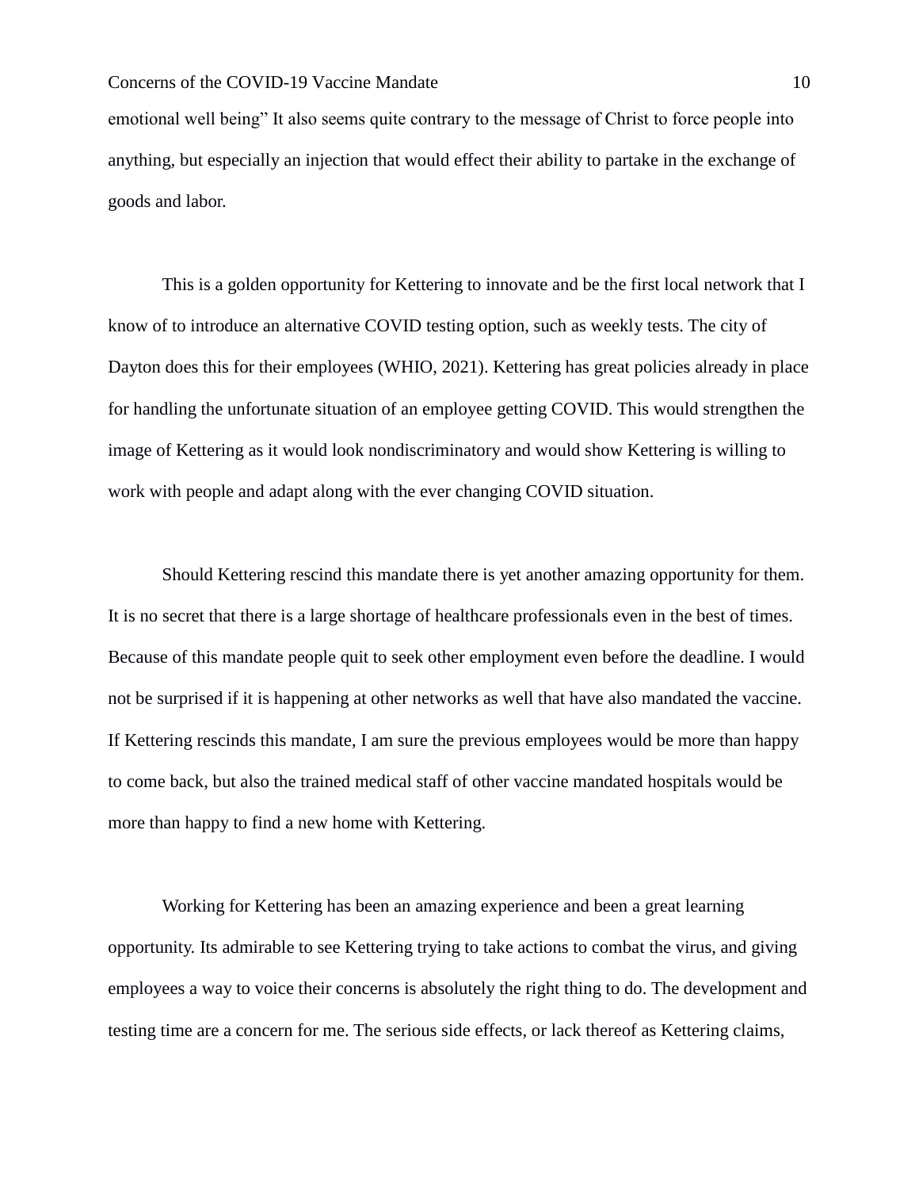emotional well being" It also seems quite contrary to the message of Christ to force people into anything, but especially an injection that would effect their ability to partake in the exchange of goods and labor.

This is a golden opportunity for Kettering to innovate and be the first local network that I know of to introduce an alternative COVID testing option, such as weekly tests. The city of Dayton does this for their employees (WHIO, 2021). Kettering has great policies already in place for handling the unfortunate situation of an employee getting COVID. This would strengthen the image of Kettering as it would look nondiscriminatory and would show Kettering is willing to work with people and adapt along with the ever changing COVID situation.

Should Kettering rescind this mandate there is yet another amazing opportunity for them. It is no secret that there is a large shortage of healthcare professionals even in the best of times. Because of this mandate people quit to seek other employment even before the deadline. I would not be surprised if it is happening at other networks as well that have also mandated the vaccine. If Kettering rescinds this mandate, I am sure the previous employees would be more than happy to come back, but also the trained medical staff of other vaccine mandated hospitals would be more than happy to find a new home with Kettering.

Working for Kettering has been an amazing experience and been a great learning opportunity. Its admirable to see Kettering trying to take actions to combat the virus, and giving employees a way to voice their concerns is absolutely the right thing to do. The development and testing time are a concern for me. The serious side effects, or lack thereof as Kettering claims,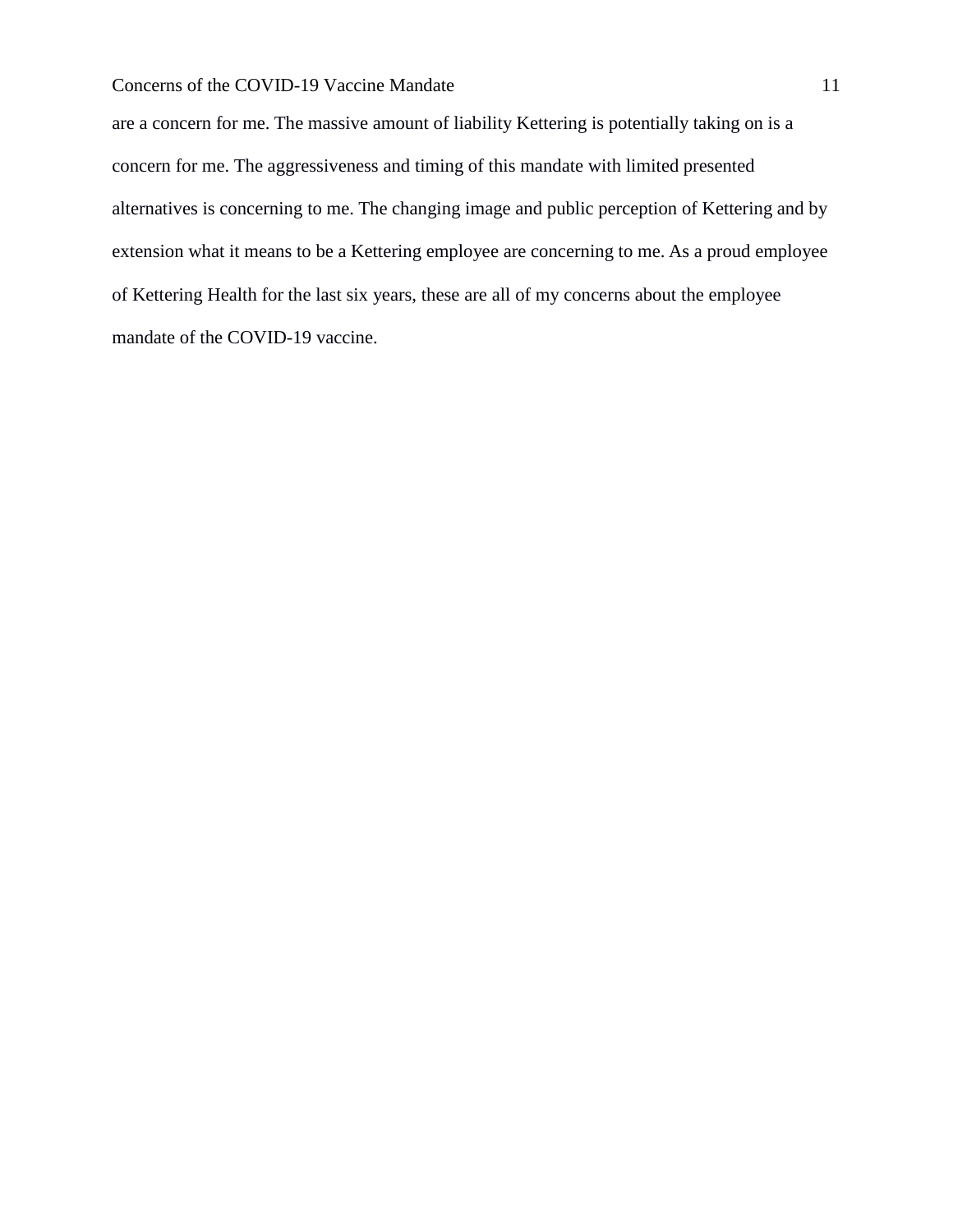are a concern for me. The massive amount of liability Kettering is potentially taking on is a concern for me. The aggressiveness and timing of this mandate with limited presented alternatives is concerning to me. The changing image and public perception of Kettering and by extension what it means to be a Kettering employee are concerning to me. As a proud employee of Kettering Health for the last six years, these are all of my concerns about the employee mandate of the COVID-19 vaccine.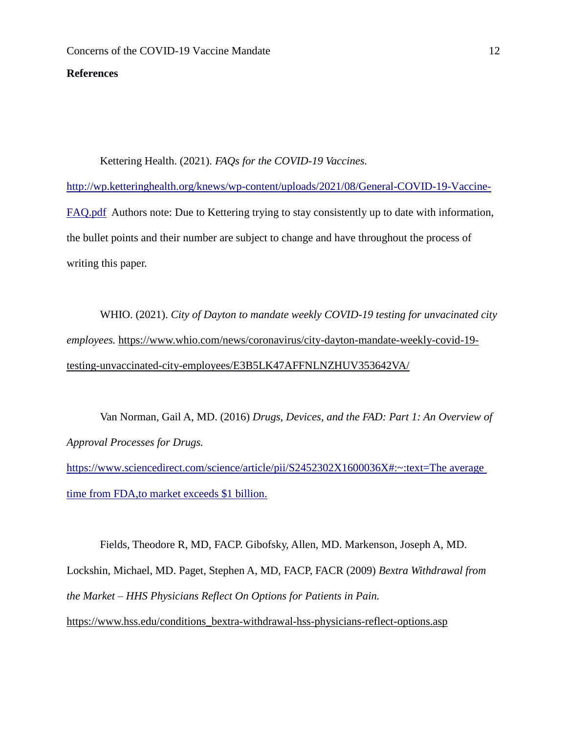**References**

Kettering Health. (2021). *FAQs for the COVID-19 Vaccines.* http://wp.ketteringhealth.org/knews/wp-content/uploads/2021/08/General-COVID-19-Vaccine-FAQ.pdf Authors note: Due to Kettering trying to stay consistently up to date with information, the bullet points and their number are subject to change and have throughout the process of writing this paper.

WHIO. (2021). *City of Dayton to mandate weekly COVID-19 testing for unvacinated city employees.* https://www.whio.com/news/coronavirus/city-dayton-mandate-weekly-covid-19-testing-unvaccinated-city-employees/E3B5LK47AFFNLNZHUV353642VA/

Van Norman, Gail A, MD. (2016) *Drugs, Devices, and the FAD: Part 1: An Overview of Approval Processes for Drugs.* https://www.sciencedirect.com/science/article/pii/S2452302X1600036X#:~:text=The average time from FDA,to market exceeds $1 billion.

Fields, Theodore R, MD, FACP. Gibofsky, Allen, MD. Markenson, Joseph A, MD. Lockshin, Michael, MD. Paget, Stephen A, MD, FACP, FACR (2009) *Bextra Withdrawal from the Market – HHS Physicians Reflect On Options for Patients in Pain.* https://www.hss.edu/conditions_bextra-withdrawal-hss-physicians-reflect-options.asp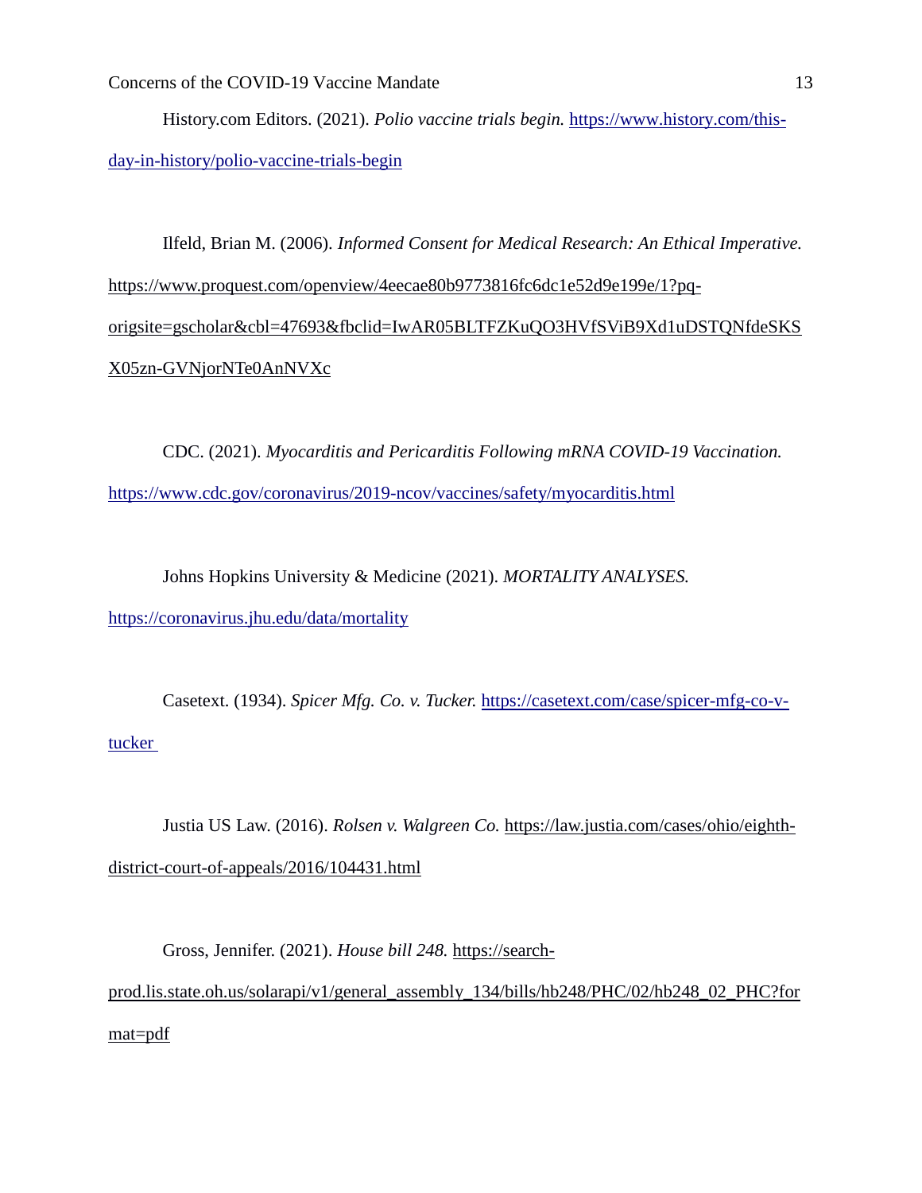History.com Editors. (2021). *Polio vaccine trials begin.* https://www.history.com/this-day-in-history/polio-vaccine-trials-begin

Ilfeld, Brian M. (2006). *Informed Consent for Medical Research: An Ethical Imperative.* https://www.proquest.com/openview/4eecae80b9773816fc6dc1e52d9e199e/1?pq-origsite=gscholar&cbl=47693&fbclid=IwAR05BLTFZKuQO3HVfSViB9Xd1uDSTQNfdeSKSX05zn-GVNjorNTe0AnNVXc

CDC. (2021). *Myocarditis and Pericarditis Following mRNA COVID-19 Vaccination.* https://www.cdc.gov/coronavirus/2019-ncov/vaccines/safety/myocarditis.html

Johns Hopkins University & Medicine (2021). *MORTALITY ANALYSES.* https://coronavirus.jhu.edu/data/mortality

Casetext. (1934). *Spicer Mfg. Co. v. Tucker.* https://casetext.com/case/spicer-mfg-co-v-tucker

Justia US Law. (2016). *Rolsen v. Walgreen Co.* https://law.justia.com/cases/ohio/eighth-district-court-of-appeals/2016/104431.html

Gross, Jennifer. (2021). *House bill 248.* https://search-prod.lis.state.oh.us/solarapi/v1/general_assembly_134/bills/hb248/PHC/02/hb248_02_PHC?format=pdf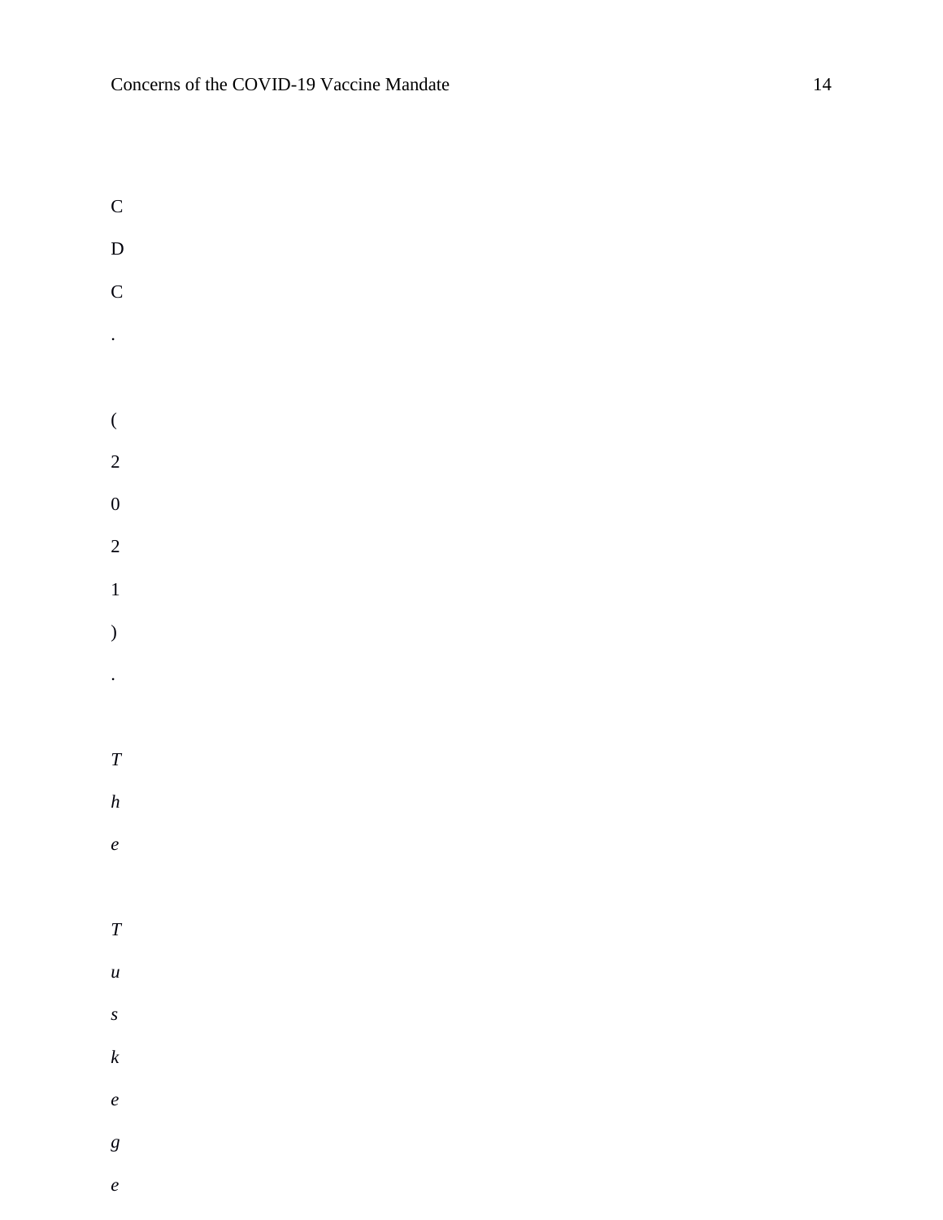CDC. (2021). *The Tuskegee*